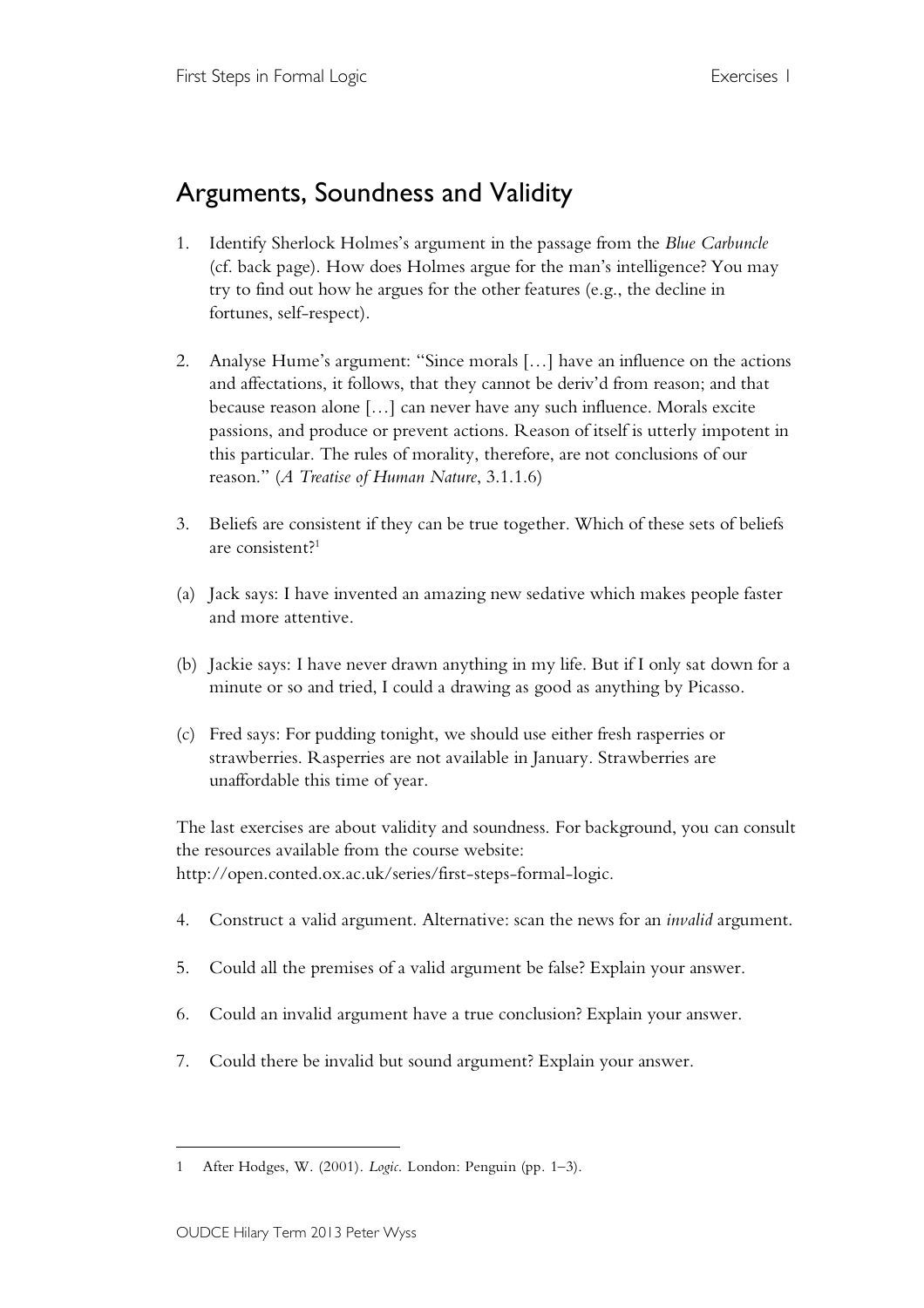# Arguments, Soundness and Validity

1. Identify Sherlock Holmes's argument in the passage from the *Blue Carbuncle* (cf. back page). How does Holmes argue for the man's intelligence? You may try to find out how he argues for the other features (e.g., the decline in fortunes, self-respect).

2. Analyse Hume's argument: "Since morals […] have an influence on the actions and affectations, it follows, that they cannot be deriv'd from reason; and that because reason alone […] can never have any such influence. Morals excite passions, and produce or prevent actions. Reason of itself is utterly impotent in this particular. The rules of morality, therefore, are not conclusions of our reason." (*A Treatise of Human Nature*, 3.1.1.6)

3. Beliefs are consistent if they can be true together. Which of these sets of beliefs are consistent?[1]

(a) Jack says: I have invented an amazing new sedative which makes people faster and more attentive.

(b) Jackie says: I have never drawn anything in my life. But if I only sat down for a minute or so and tried, I could a drawing as good as anything by Picasso.

(c) Fred says: For pudding tonight, we should use either fresh rasperries or strawberries. Rasperries are not available in January. Strawberries are unaffordable this time of year.

The last exercises are about validity and soundness. For background, you can consult the resources available from the course website: http://open.conted.ox.ac.uk/series/first-steps-formal-logic.

4. Construct a valid argument. Alternative: scan the news for an *invalid* argument.

5. Could all the premises of a valid argument be false? Explain your answer.

6. Could an invalid argument have a true conclusion? Explain your answer.

7. Could there be invalid but sound argument? Explain your answer.

---

1 After Hodges, W. (2001). *Logic*. London: Penguin (pp. 1–3).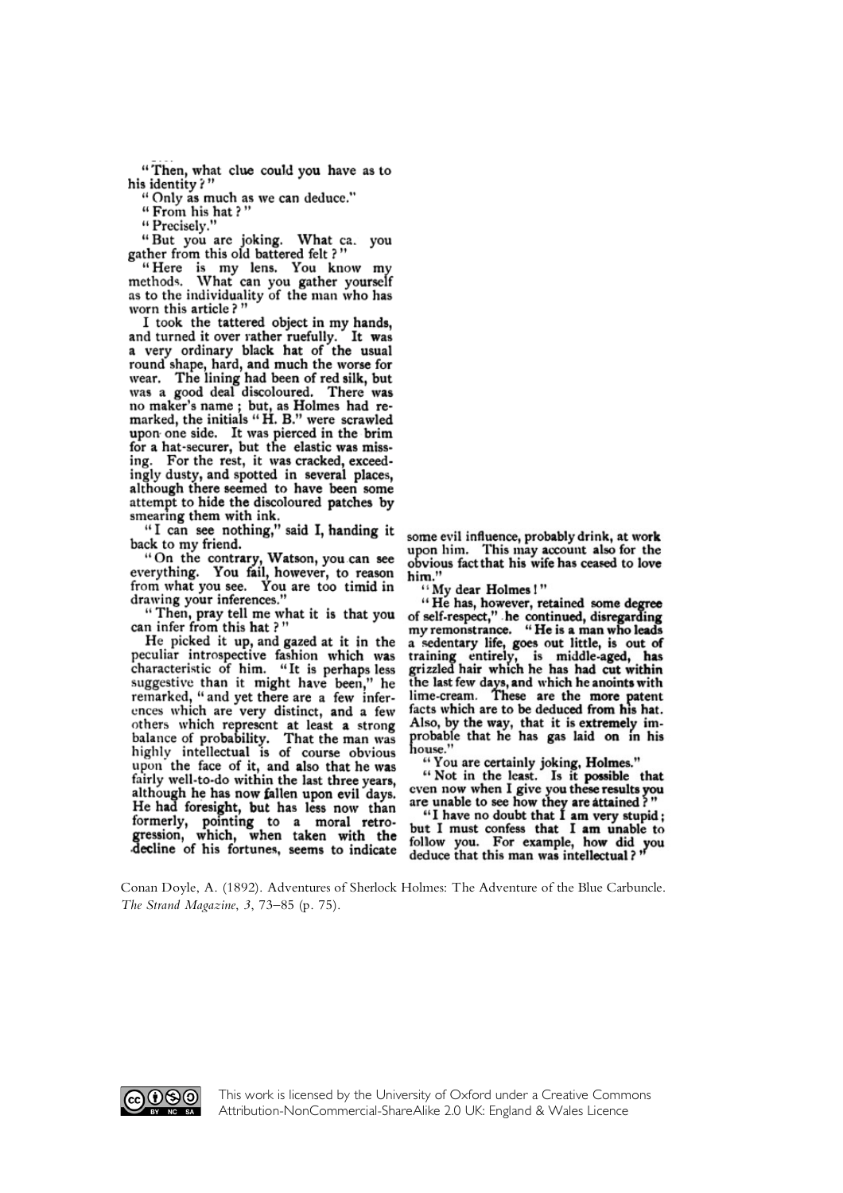"Then, what clue could you have as to his identity?"

"Only as much as we can deduce."

"From his hat?"

"Precisely."

"But you are joking. What ca. you gather from this old battered felt?"

"Here is my lens. You know my methods. What can you gather yourself as to the individuality of the man who has worn this article?"

I took the tattered object in my hands, and turned it over rather ruefully. It was a very ordinary black hat of the usual round shape, hard, and much the worse for wear. The lining had been of red silk, but was a good deal discoloured. There was no maker's name; but, as Holmes had remarked, the initials "H. B." were scrawled upon one side. It was pierced in the brim for a hat-securer, but the elastic was missing. For the rest, it was cracked, exceedingly dusty, and spotted in several places, although there seemed to have been some attempt to hide the discoloured patches by smearing them with ink.

"I can see nothing," said I, handing it back to my friend.

"On the contrary, Watson, you can see everything. You fail, however, to reason from what you see. You are too timid in drawing your inferences."

"Then, pray tell me what it is that you can infer from this hat?"

He picked it up, and gazed at it in the peculiar introspective fashion which was characteristic of him. "It is perhaps less suggestive than it might have been," he remarked, "and yet there are a few inferences which are very distinct, and a few others which represent at least a strong balance of probability. That the man was highly intellectual is of course obvious upon the face of it, and also that he was fairly well-to-do within the last three years, although he has now fallen upon evil days. He had foresight, but has less now than formerly, pointing to a moral retrogression, which, when taken with the decline of his fortunes, seems to indicate some evil influence, probably drink, at work upon him. This may account also for the obvious fact that his wife has ceased to love him."

"My dear Holmes!"

"He has, however, retained some degree of self-respect," he continued, disregarding my remonstrance. "He is a man who leads a sedentary life, goes out little, is out of training entirely, is middle-aged, has grizzled hair which he has had cut within the last few days, and which he anoints with lime-cream. These are the more patent facts which are to be deduced from his hat. Also, by the way, that it is extremely improbable that he has gas laid on in his house."

"You are certainly joking, Holmes."

"Not in the least. Is it possible that even now when I give you these results you are unable to see how they are attained?"

"I have no doubt that I am very stupid; but I must confess that I am unable to follow you. For example, how did you deduce that this man was intellectual?"

Conan Doyle, A. (1892). Adventures of Sherlock Holmes: The Adventure of the Blue Carbuncle. *The Strand Magazine*, *3*, 73–85 (p. 75).

This work is licensed by the University of Oxford under a Creative Commons Attribution-NonCommercial-ShareAlike 2.0 UK: England & Wales Licence